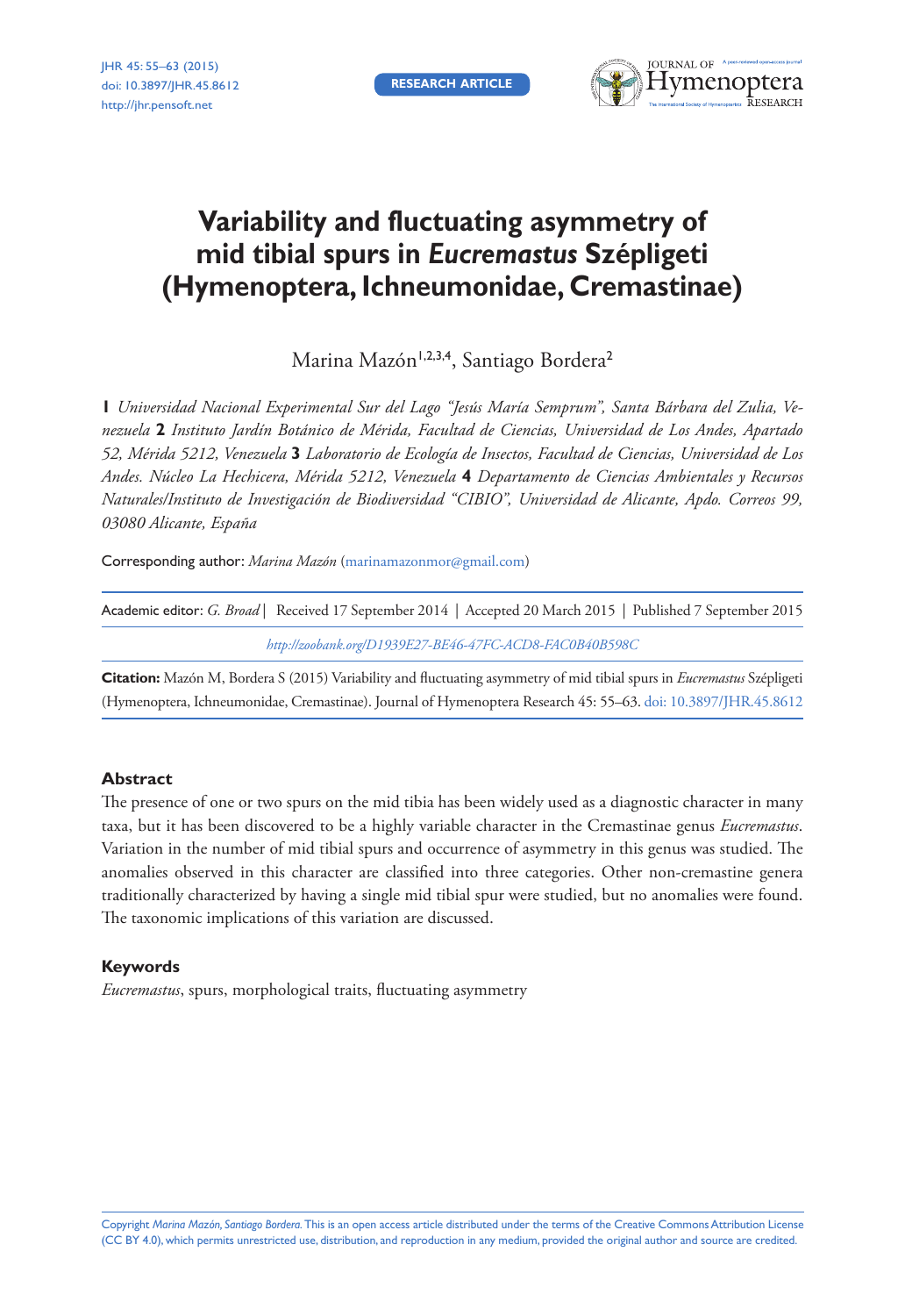RESEARCH ARTICLE

# Variability and fluctuating asymmetry of mid tibial spurs in *Eucremastus* Szépligeti (Hymenoptera, Ichneumonidae, Cremastinae)

Marina Mazón[1,2,3,4], Santiago Bordera[2]

**1** *Universidad Nacional Experimental Sur del Lago "Jesús María Semprum", Santa Bárbara del Zulia, Venezuela* **2** *Instituto Jardín Botánico de Mérida, Facultad de Ciencias, Universidad de Los Andes, Apartado 52, Mérida 5212, Venezuela* **3** *Laboratorio de Ecología de Insectos, Facultad de Ciencias, Universidad de Los Andes. Núcleo La Hechicera, Mérida 5212, Venezuela* **4** *Departamento de Ciencias Ambientales y Recursos Naturales/Instituto de Investigación de Biodiversidad "CIBIO", Universidad de Alicante, Apdo. Correos 99, 03080 Alicante, España*

Corresponding author: *Marina Mazón* (marinamazonmor@gmail.com)

Academic editor: *G. Broad* | Received 17 September 2014 | Accepted 20 March 2015 | Published 7 September 2015

*http://zoobank.org/D1939E27-BE46-47FC-ACD8-FAC0B40B598C*

**Citation:** Mazón M, Bordera S (2015) Variability and fluctuating asymmetry of mid tibial spurs in *Eucremastus* Szépligeti (Hymenoptera, Ichneumonidae, Cremastinae). Journal of Hymenoptera Research 45: 55–63. doi: 10.3897/JHR.45.8612

## Abstract

The presence of one or two spurs on the mid tibia has been widely used as a diagnostic character in many taxa, but it has been discovered to be a highly variable character in the Cremastinae genus *Eucremastus*. Variation in the number of mid tibial spurs and occurrence of asymmetry in this genus was studied. The anomalies observed in this character are classified into three categories. Other non-cremastine genera traditionally characterized by having a single mid tibial spur were studied, but no anomalies were found. The taxonomic implications of this variation are discussed.

## Keywords

*Eucremastus*, spurs, morphological traits, fluctuating asymmetry

Copyright *Marina Mazón, Santiago Bordera.* This is an open access article distributed under the terms of the Creative Commons Attribution License (CC BY 4.0), which permits unrestricted use, distribution, and reproduction in any medium, provided the original author and source are credited.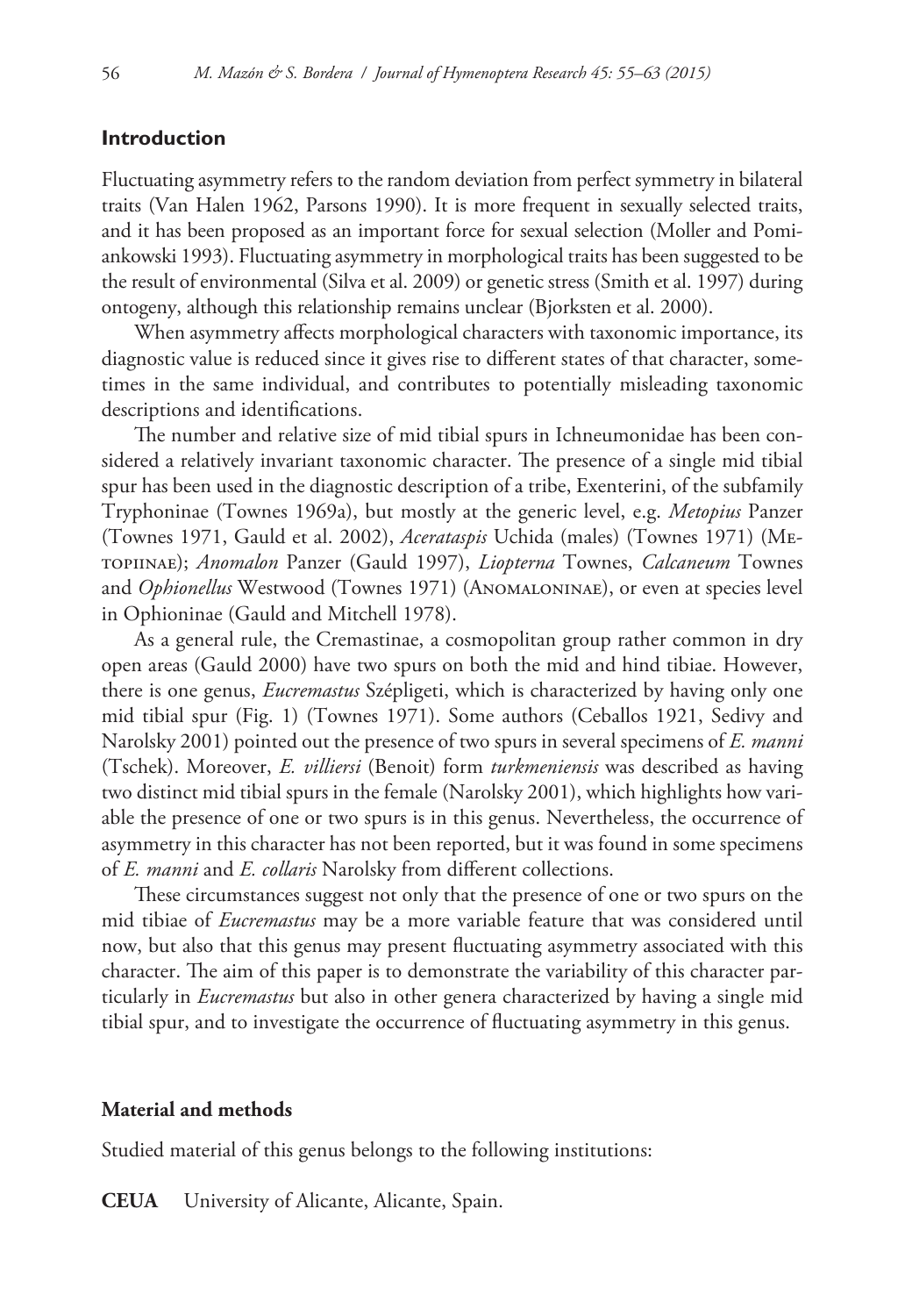## Introduction

Fluctuating asymmetry refers to the random deviation from perfect symmetry in bilateral traits (Van Halen 1962, Parsons 1990). It is more frequent in sexually selected traits, and it has been proposed as an important force for sexual selection (Moller and Pomiankowski 1993). Fluctuating asymmetry in morphological traits has been suggested to be the result of environmental (Silva et al. 2009) or genetic stress (Smith et al. 1997) during ontogeny, although this relationship remains unclear (Bjorksten et al. 2000).

When asymmetry affects morphological characters with taxonomic importance, its diagnostic value is reduced since it gives rise to different states of that character, sometimes in the same individual, and contributes to potentially misleading taxonomic descriptions and identifications.

The number and relative size of mid tibial spurs in Ichneumonidae has been considered a relatively invariant taxonomic character. The presence of a single mid tibial spur has been used in the diagnostic description of a tribe, Exenterini, of the subfamily Tryphoninae (Townes 1969a), but mostly at the generic level, e.g. *Metopius* Panzer (Townes 1971, Gauld et al. 2002), *Acerataspis* Uchida (males) (Townes 1971) (Metopiinae); *Anomalon* Panzer (Gauld 1997), *Liopterna* Townes, *Calcaneum* Townes and *Ophionellus* Westwood (Townes 1971) (Anomaloninae), or even at species level in Ophioninae (Gauld and Mitchell 1978).

As a general rule, the Cremastinae, a cosmopolitan group rather common in dry open areas (Gauld 2000) have two spurs on both the mid and hind tibiae. However, there is one genus, *Eucremastus* Szépligeti, which is characterized by having only one mid tibial spur (Fig. 1) (Townes 1971). Some authors (Ceballos 1921, Sedivy and Narolsky 2001) pointed out the presence of two spurs in several specimens of *E. manni* (Tschek). Moreover, *E. villiersi* (Benoit) form *turkmeniensis* was described as having two distinct mid tibial spurs in the female (Narolsky 2001), which highlights how variable the presence of one or two spurs is in this genus. Nevertheless, the occurrence of asymmetry in this character has not been reported, but it was found in some specimens of *E. manni* and *E. collaris* Narolsky from different collections.

These circumstances suggest not only that the presence of one or two spurs on the mid tibiae of *Eucremastus* may be a more variable feature that was considered until now, but also that this genus may present fluctuating asymmetry associated with this character. The aim of this paper is to demonstrate the variability of this character particularly in *Eucremastus* but also in other genera characterized by having a single mid tibial spur, and to investigate the occurrence of fluctuating asymmetry in this genus.

## Material and methods

Studied material of this genus belongs to the following institutions:

**CEUA** University of Alicante, Alicante, Spain.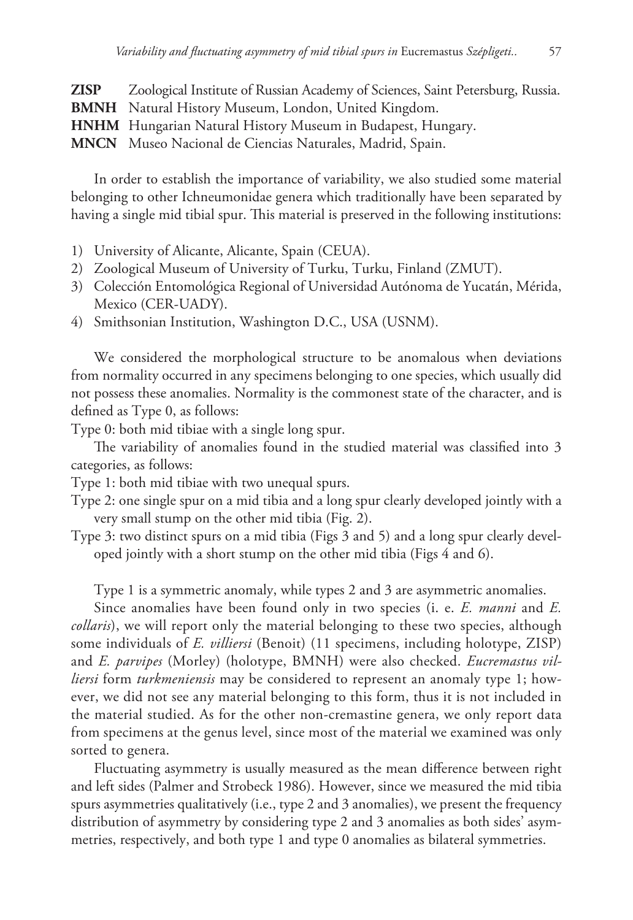**ZISP** Zoological Institute of Russian Academy of Sciences, Saint Petersburg, Russia.
**BMNH** Natural History Museum, London, United Kingdom.
**HNHM** Hungarian Natural History Museum in Budapest, Hungary.
**MNCN** Museo Nacional de Ciencias Naturales, Madrid, Spain.

In order to establish the importance of variability, we also studied some material belonging to other Ichneumonidae genera which traditionally have been separated by having a single mid tibial spur. This material is preserved in the following institutions:

1) University of Alicante, Alicante, Spain (CEUA).
2) Zoological Museum of University of Turku, Turku, Finland (ZMUT).
3) Colección Entomológica Regional of Universidad Autónoma de Yucatán, Mérida, Mexico (CER-UADY).
4) Smithsonian Institution, Washington D.C., USA (USNM).

We considered the morphological structure to be anomalous when deviations from normality occurred in any specimens belonging to one species, which usually did not possess these anomalies. Normality is the commonest state of the character, and is defined as Type 0, as follows:

Type 0: both mid tibiae with a single long spur.

The variability of anomalies found in the studied material was classified into 3 categories, as follows:

Type 1: both mid tibiae with two unequal spurs.

Type 2: one single spur on a mid tibia and a long spur clearly developed jointly with a very small stump on the other mid tibia (Fig. 2).

Type 3: two distinct spurs on a mid tibia (Figs 3 and 5) and a long spur clearly developed jointly with a short stump on the other mid tibia (Figs 4 and 6).

Type 1 is a symmetric anomaly, while types 2 and 3 are asymmetric anomalies.

Since anomalies have been found only in two species (i. e. *E. manni* and *E. collaris*), we will report only the material belonging to these two species, although some individuals of *E. villiersi* (Benoit) (11 specimens, including holotype, ZISP) and *E. parvipes* (Morley) (holotype, BMNH) were also checked. *Eucremastus villiersi* form *turkmeniensis* may be considered to represent an anomaly type 1; however, we did not see any material belonging to this form, thus it is not included in the material studied. As for the other non-cremastine genera, we only report data from specimens at the genus level, since most of the material we examined was only sorted to genera.

Fluctuating asymmetry is usually measured as the mean difference between right and left sides (Palmer and Strobeck 1986). However, since we measured the mid tibia spurs asymmetries qualitatively (i.e., type 2 and 3 anomalies), we present the frequency distribution of asymmetry by considering type 2 and 3 anomalies as both sides' asymmetries, respectively, and both type 1 and type 0 anomalies as bilateral symmetries.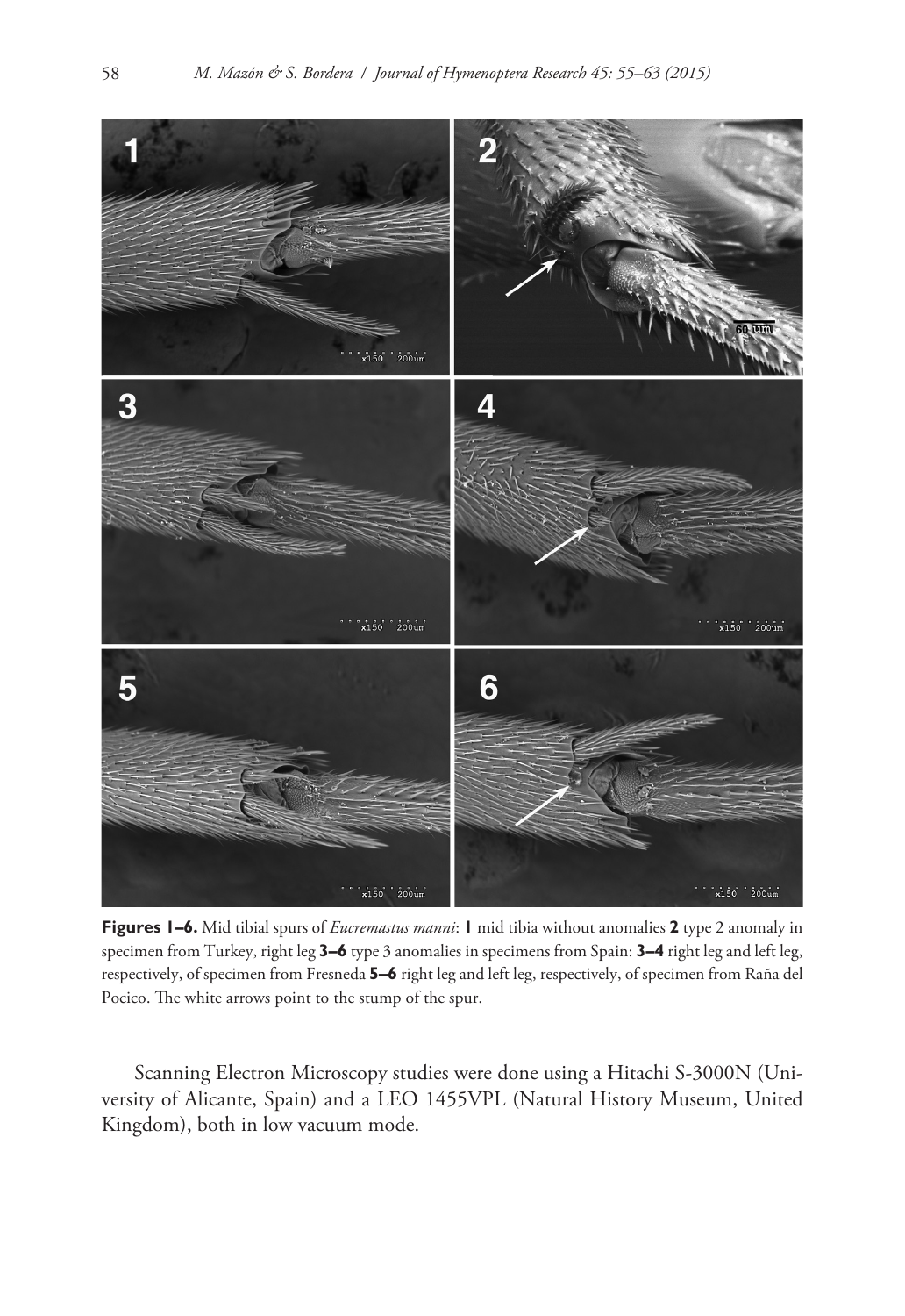**Figures 1–6.** Mid tibial spurs of *Eucremastus manni*: **1** mid tibia without anomalies **2** type 2 anomaly in specimen from Turkey, right leg **3–6** type 3 anomalies in specimens from Spain: **3–4** right leg and left leg, respectively, of specimen from Fresneda **5–6** right leg and left leg, respectively, of specimen from Raña del Pocico. The white arrows point to the stump of the spur.

Scanning Electron Microscopy studies were done using a Hitachi S-3000N (University of Alicante, Spain) and a LEO 1455VPL (Natural History Museum, United Kingdom), both in low vacuum mode.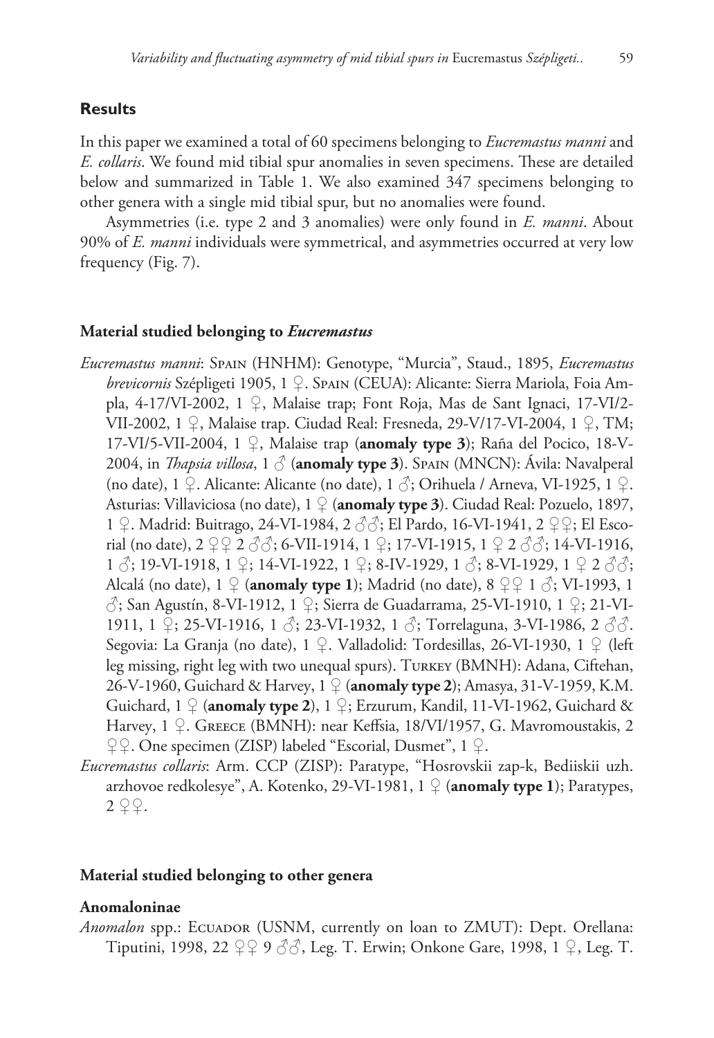## Results

In this paper we examined a total of 60 specimens belonging to *Eucremastus manni* and *E. collaris*. We found mid tibial spur anomalies in seven specimens. These are detailed below and summarized in Table 1. We also examined 347 specimens belonging to other genera with a single mid tibial spur, but no anomalies were found.

Asymmetries (i.e. type 2 and 3 anomalies) were only found in *E. manni*. About 90% of *E. manni* individuals were symmetrical, and asymmetries occurred at very low frequency (Fig. 7).

### Material studied belonging to *Eucremastus*

*Eucremastus manni*: Spain (HNHM): Genotype, "Murcia", Staud., 1895, *Eucremastus brevicornis* Szépligeti 1905, 1 ♀. Spain (CEUA): Alicante: Sierra Mariola, Foia Ampla, 4-17/VI-2002, 1 ♀, Malaise trap; Font Roja, Mas de Sant Ignaci, 17-VI/2-VII-2002, 1 ♀, Malaise trap. Ciudad Real: Fresneda, 29-V/17-VI-2004, 1 ♀, TM; 17-VI/5-VII-2004, 1 ♀, Malaise trap (**anomaly type 3**); Raña del Pocico, 18-V-2004, in *Thapsia villosa*, 1 ♂ (**anomaly type 3**). Spain (MNCN): Ávila: Navalperal (no date), 1 ♀. Alicante: Alicante (no date), 1 ♂; Orihuela / Arneva, VI-1925, 1 ♀. Asturias: Villaviciosa (no date), 1 ♀ (**anomaly type 3**). Ciudad Real: Pozuelo, 1897, 1 ♀. Madrid: Buitrago, 24-VI-1984, 2 ♂♂; El Pardo, 16-VI-1941, 2 ♀♀; El Escorial (no date), 2 ♀♀ 2 ♂♂; 6-VII-1914, 1 ♀; 17-VI-1915, 1 ♀ 2 ♂♂; 14-VI-1916, 1 ♂; 19-VI-1918, 1 ♀; 14-VI-1922, 1 ♀; 8-IV-1929, 1 ♂; 8-VI-1929, 1 ♀ 2 ♂♂; Alcalá (no date), 1 ♀ (**anomaly type 1**); Madrid (no date), 8 ♀♀ 1 ♂; VI-1993, 1 ♂; San Agustín, 8-VI-1912, 1 ♀; Sierra de Guadarrama, 25-VI-1910, 1 ♀; 21-VI-1911, 1 ♀; 25-VI-1916, 1 ♂; 23-VI-1932, 1 ♂; Torrelaguna, 3-VI-1986, 2 ♂♂. Segovia: La Granja (no date), 1 ♀. Valladolid: Tordesillas, 26-VI-1930, 1 ♀ (left leg missing, right leg with two unequal spurs). Turkey (BMNH): Adana, Ciftehan, 26-V-1960, Guichard & Harvey, 1 ♀ (**anomaly type 2**); Amasya, 31-V-1959, K.M. Guichard, 1 ♀ (**anomaly type 2**), 1 ♀; Erzurum, Kandil, 11-VI-1962, Guichard & Harvey, 1 ♀. Greece (BMNH): near Keffsia, 18/VI/1957, G. Mavromoustakis, 2 ♀♀. One specimen (ZISP) labeled "Escorial, Dusmet", 1 ♀.

*Eucremastus collaris*: Arm. CCP (ZISP): Paratype, "Hosrovskii zap-k, Bediiskii uzh. arzhovoe redkolesye", A. Kotenko, 29-VI-1981, 1 ♀ (**anomaly type 1**); Paratypes, 2 ♀♀.

### Material studied belonging to other genera

#### Anomaloninae

*Anomalon* spp.: Ecuador (USNM, currently on loan to ZMUT): Dept. Orellana: Tiputini, 1998, 22 ♀♀ 9 ♂♂, Leg. T. Erwin; Onkone Gare, 1998, 1 ♀, Leg. T.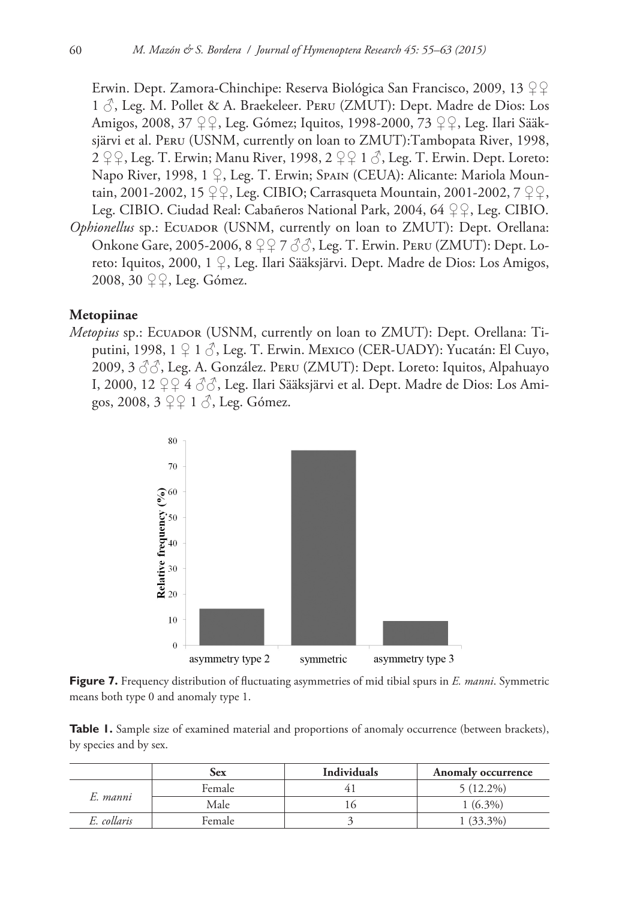Erwin. Dept. Zamora-Chinchipe: Reserva Biológica San Francisco, 2009, 13 ♀♀ 1 ♂, Leg. M. Pollet & A. Braekeleer. Peru (ZMUT): Dept. Madre de Dios: Los Amigos, 2008, 37 ♀♀, Leg. Gómez; Iquitos, 1998-2000, 73 ♀♀, Leg. Ilari Sääksjärvi et al. Peru (USNM, currently on loan to ZMUT):Tambopata River, 1998, 2 ♀♀, Leg. T. Erwin; Manu River, 1998, 2 ♀♀ 1 ♂, Leg. T. Erwin. Dept. Loreto: Napo River, 1998, 1 ♀, Leg. T. Erwin; Spain (CEUA): Alicante: Mariola Mountain, 2001-2002, 15 ♀♀, Leg. CIBIO; Carrasqueta Mountain, 2001-2002, 7 ♀♀, Leg. CIBIO. Ciudad Real: Cabañeros National Park, 2004, 64 ♀♀, Leg. CIBIO.

*Ophionellus* sp.: Ecuador (USNM, currently on loan to ZMUT): Dept. Orellana: Onkone Gare, 2005-2006, 8 ♀♀ 7 ♂♂, Leg. T. Erwin. Peru (ZMUT): Dept. Loreto: Iquitos, 2000, 1 ♀, Leg. Ilari Sääksjärvi. Dept. Madre de Dios: Los Amigos, 2008, 30 ♀♀, Leg. Gómez.

## Metopiinae

*Metopius* sp.: Ecuador (USNM, currently on loan to ZMUT): Dept. Orellana: Tiputini, 1998, 1 ♀ 1 ♂, Leg. T. Erwin. Mexico (CER-UADY): Yucatán: El Cuyo, 2009, 3 ♂♂, Leg. A. González. Peru (ZMUT): Dept. Loreto: Iquitos, Alpahuayo I, 2000, 12 ♀♀ 4 ♂♂, Leg. Ilari Sääksjärvi et al. Dept. Madre de Dios: Los Amigos, 2008, 3 ♀♀ 1 ♂, Leg. Gómez.

**Figure 7.** Frequency distribution of fluctuating asymmetries of mid tibial spurs in *E. manni*. Symmetric means both type 0 and anomaly type 1.

**Table 1.** Sample size of examined material and proportions of anomaly occurrence (between brackets), by species and by sex.

| | Sex | Individuals | Anomaly occurrence |
|---|---|---|---|
| *E. manni* | Female | 41 | 5 (12.2%) |
| | Male | 16 | 1 (6.3%) |
| *E. collaris* | Female | 3 | 1 (33.3%) |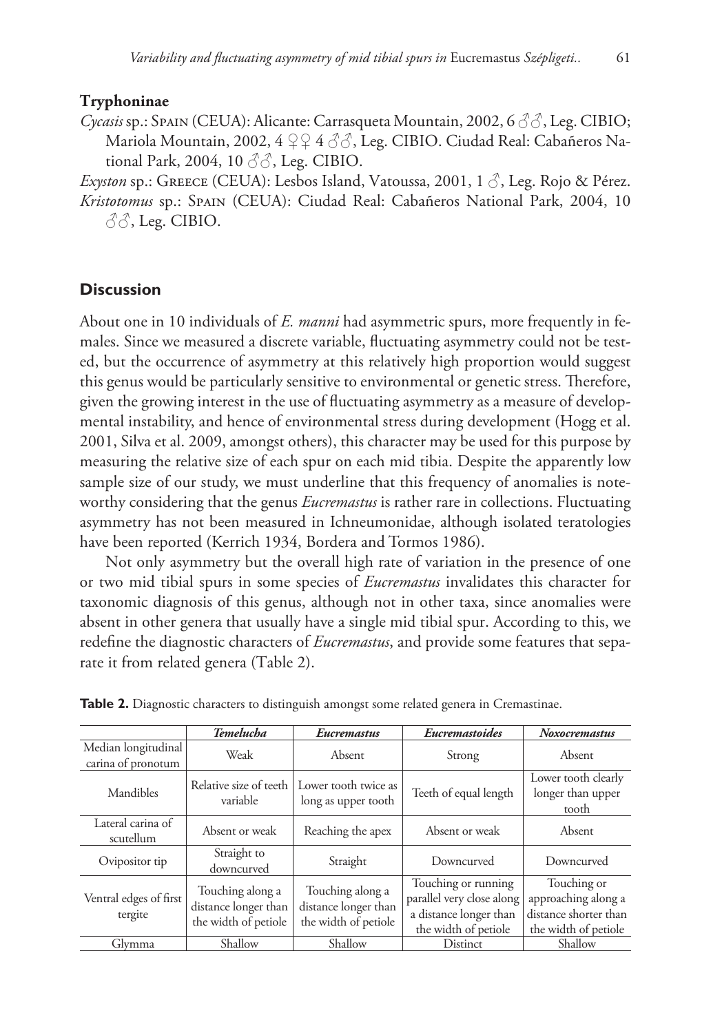### Tryphoninae

*Cycasis* sp.: Spain (CEUA): Alicante: Carrasqueta Mountain, 2002, 6 ♂♂, Leg. CIBIO; Mariola Mountain, 2002, 4 ♀♀ 4 ♂♂, Leg. CIBIO. Ciudad Real: Cabañeros National Park, 2004, 10 ♂♂, Leg. CIBIO.

*Exyston* sp.: Greece (CEUA): Lesbos Island, Vatoussa, 2001, 1 ♂, Leg. Rojo & Pérez.

*Kristotomus* sp.: Spain (CEUA): Ciudad Real: Cabañeros National Park, 2004, 10 ♂♂, Leg. CIBIO.

## Discussion

About one in 10 individuals of *E. manni* had asymmetric spurs, more frequently in females. Since we measured a discrete variable, fluctuating asymmetry could not be tested, but the occurrence of asymmetry at this relatively high proportion would suggest this genus would be particularly sensitive to environmental or genetic stress. Therefore, given the growing interest in the use of fluctuating asymmetry as a measure of developmental instability, and hence of environmental stress during development (Hogg et al. 2001, Silva et al. 2009, amongst others), this character may be used for this purpose by measuring the relative size of each spur on each mid tibia. Despite the apparently low sample size of our study, we must underline that this frequency of anomalies is noteworthy considering that the genus *Eucremastus* is rather rare in collections. Fluctuating asymmetry has not been measured in Ichneumonidae, although isolated teratologies have been reported (Kerrich 1934, Bordera and Tormos 1986).

Not only asymmetry but the overall high rate of variation in the presence of one or two mid tibial spurs in some species of *Eucremastus* invalidates this character for taxonomic diagnosis of this genus, although not in other taxa, since anomalies were absent in other genera that usually have a single mid tibial spur. According to this, we redefine the diagnostic characters of *Eucremastus*, and provide some features that separate it from related genera (Table 2).

**Table 2.** Diagnostic characters to distinguish amongst some related genera in Cremastinae.

| | *Temelucha* | *Eucremastus* | *Eucremastoides* | *Noxocremastus* |
|---|---|---|---|---|
| Median longitudinal carina of pronotum | Weak | Absent | Strong | Absent |
| Mandibles | Relative size of teeth variable | Lower tooth twice as long as upper tooth | Teeth of equal length | Lower tooth clearly longer than upper tooth |
| Lateral carina of scutellum | Absent or weak | Reaching the apex | Absent or weak | Absent |
| Ovipositor tip | Straight to downcurved | Straight | Downcurved | Downcurved |
| Ventral edges of first tergite | Touching along a distance longer than the width of petiole | Touching along a distance longer than the width of petiole | Touching or running parallel very close along a distance longer than the width of petiole | Touching or approaching along a distance shorter than the width of petiole |
| Glymma | Shallow | Shallow | Distinct | Shallow |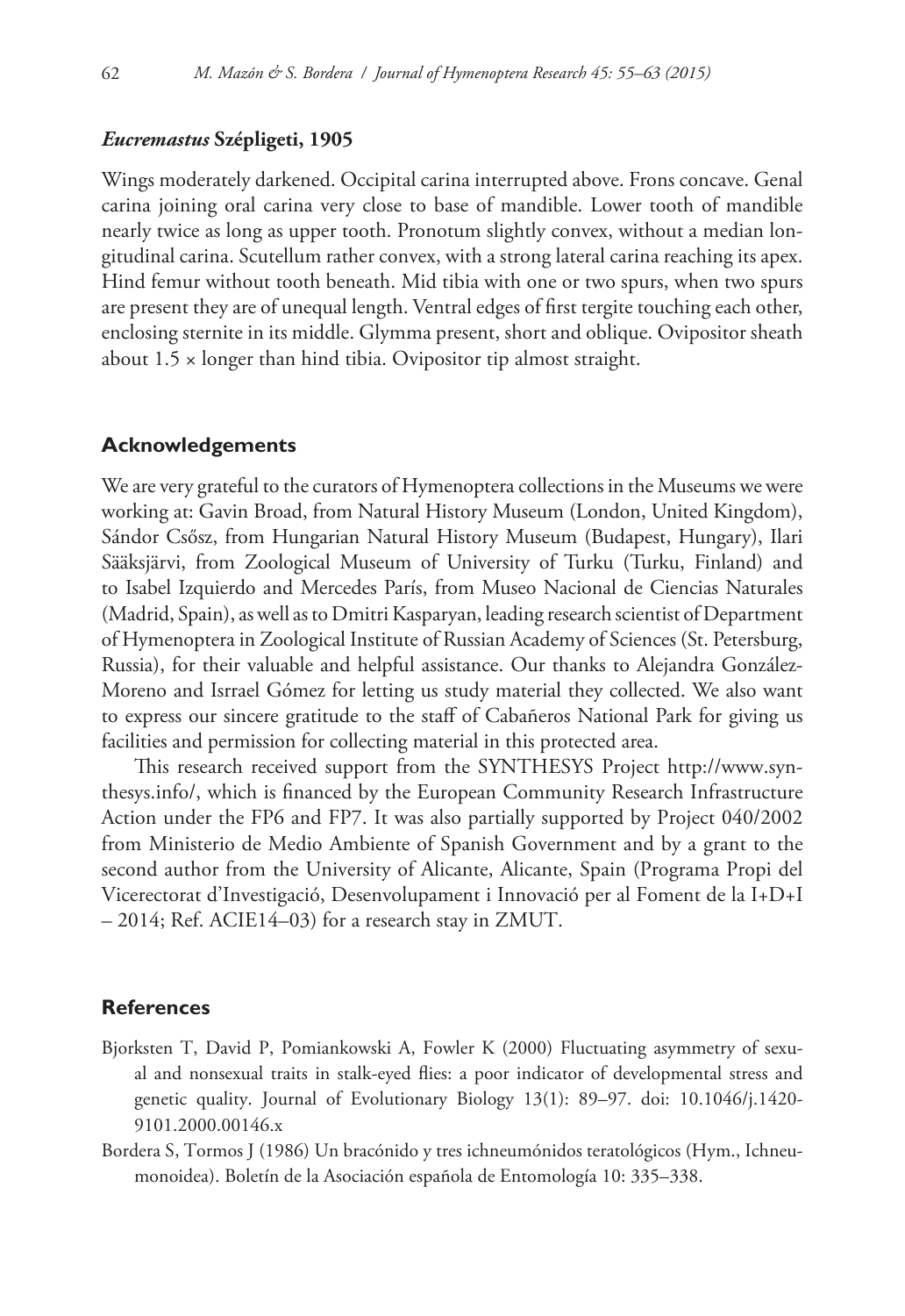### *Eucremastus* Szépligeti, 1905

Wings moderately darkened. Occipital carina interrupted above. Frons concave. Genal carina joining oral carina very close to base of mandible. Lower tooth of mandible nearly twice as long as upper tooth. Pronotum slightly convex, without a median longitudinal carina. Scutellum rather convex, with a strong lateral carina reaching its apex. Hind femur without tooth beneath. Mid tibia with one or two spurs, when two spurs are present they are of unequal length. Ventral edges of first tergite touching each other, enclosing sternite in its middle. Glymma present, short and oblique. Ovipositor sheath about 1.5 × longer than hind tibia. Ovipositor tip almost straight.

## Acknowledgements

We are very grateful to the curators of Hymenoptera collections in the Museums we were working at: Gavin Broad, from Natural History Museum (London, United Kingdom), Sándor Csősz, from Hungarian Natural History Museum (Budapest, Hungary), Ilari Sääksjärvi, from Zoological Museum of University of Turku (Turku, Finland) and to Isabel Izquierdo and Mercedes París, from Museo Nacional de Ciencias Naturales (Madrid, Spain), as well as to Dmitri Kasparyan, leading research scientist of Department of Hymenoptera in Zoological Institute of Russian Academy of Sciences (St. Petersburg, Russia), for their valuable and helpful assistance. Our thanks to Alejandra González-Moreno and Isrrael Gómez for letting us study material they collected. We also want to express our sincere gratitude to the staff of Cabañeros National Park for giving us facilities and permission for collecting material in this protected area.

This research received support from the SYNTHESYS Project http://www.synthesys.info/, which is financed by the European Community Research Infrastructure Action under the FP6 and FP7. It was also partially supported by Project 040/2002 from Ministerio de Medio Ambiente of Spanish Government and by a grant to the second author from the University of Alicante, Alicante, Spain (Programa Propi del Vicerectorat d'Investigació, Desenvolupament i Innovació per al Foment de la I+D+I – 2014; Ref. ACIE14–03) for a research stay in ZMUT.

## References

Bjorksten T, David P, Pomiankowski A, Fowler K (2000) Fluctuating asymmetry of sexual and nonsexual traits in stalk-eyed flies: a poor indicator of developmental stress and genetic quality. Journal of Evolutionary Biology 13(1): 89–97. doi: 10.1046/j.1420-9101.2000.00146.x

Bordera S, Tormos J (1986) Un bracónido y tres ichneumónidos teratológicos (Hym., Ichneumonoidea). Boletín de la Asociación española de Entomología 10: 335–338.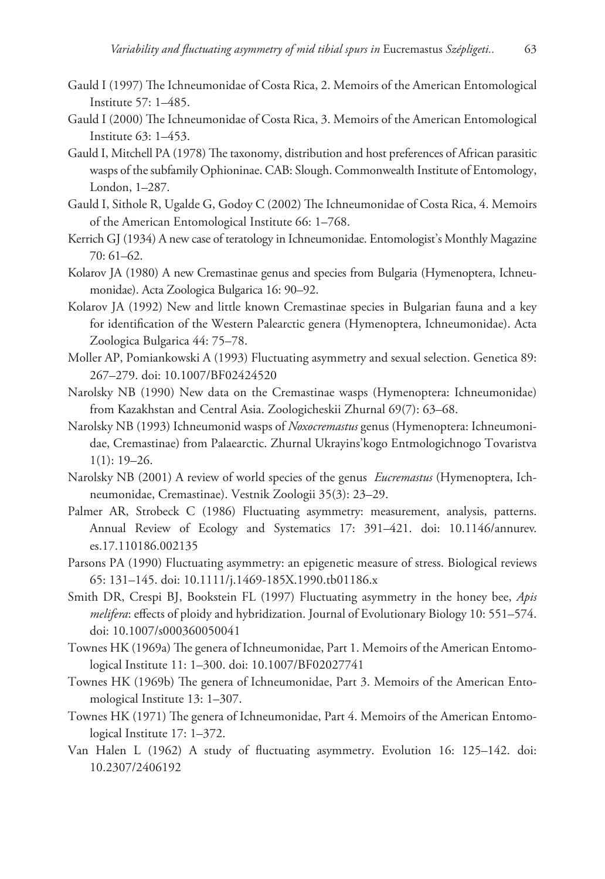Gauld I (1997) The Ichneumonidae of Costa Rica, 2. Memoirs of the American Entomological Institute 57: 1–485.

Gauld I (2000) The Ichneumonidae of Costa Rica, 3. Memoirs of the American Entomological Institute 63: 1–453.

Gauld I, Mitchell PA (1978) The taxonomy, distribution and host preferences of African parasitic wasps of the subfamily Ophioninae. CAB: Slough. Commonwealth Institute of Entomology, London, 1–287.

Gauld I, Sithole R, Ugalde G, Godoy C (2002) The Ichneumonidae of Costa Rica, 4. Memoirs of the American Entomological Institute 66: 1–768.

Kerrich GJ (1934) A new case of teratology in Ichneumonidae. Entomologist's Monthly Magazine 70: 61–62.

Kolarov JA (1980) A new Cremastinae genus and species from Bulgaria (Hymenoptera, Ichneumonidae). Acta Zoologica Bulgarica 16: 90–92.

Kolarov JA (1992) New and little known Cremastinae species in Bulgarian fauna and a key for identification of the Western Palearctic genera (Hymenoptera, Ichneumonidae). Acta Zoologica Bulgarica 44: 75–78.

Moller AP, Pomiankowski A (1993) Fluctuating asymmetry and sexual selection. Genetica 89: 267–279. doi: 10.1007/BF02424520

Narolsky NB (1990) New data on the Cremastinae wasps (Hymenoptera: Ichneumonidae) from Kazakhstan and Central Asia. Zoologicheskii Zhurnal 69(7): 63–68.

Narolsky NB (1993) Ichneumonid wasps of *Noxocremastus* genus (Hymenoptera: Ichneumonidae, Cremastinae) from Palaearctic. Zhurnal Ukrayins'kogo Entmologichnogo Tovaristva 1(1): 19–26.

Narolsky NB (2001) A review of world species of the genus *Eucremastus* (Hymenoptera, Ichneumonidae, Cremastinae). Vestnik Zoologii 35(3): 23–29.

Palmer AR, Strobeck C (1986) Fluctuating asymmetry: measurement, analysis, patterns. Annual Review of Ecology and Systematics 17: 391–421. doi: 10.1146/annurev.es.17.110186.002135

Parsons PA (1990) Fluctuating asymmetry: an epigenetic measure of stress. Biological reviews 65: 131–145. doi: 10.1111/j.1469-185X.1990.tb01186.x

Smith DR, Crespi BJ, Bookstein FL (1997) Fluctuating asymmetry in the honey bee, *Apis melifera*: effects of ploidy and hybridization. Journal of Evolutionary Biology 10: 551–574. doi: 10.1007/s000360050041

Townes HK (1969a) The genera of Ichneumonidae, Part 1. Memoirs of the American Entomological Institute 11: 1–300. doi: 10.1007/BF02027741

Townes HK (1969b) The genera of Ichneumonidae, Part 3. Memoirs of the American Entomological Institute 13: 1–307.

Townes HK (1971) The genera of Ichneumonidae, Part 4. Memoirs of the American Entomological Institute 17: 1–372.

Van Halen L (1962) A study of fluctuating asymmetry. Evolution 16: 125–142. doi: 10.2307/2406192